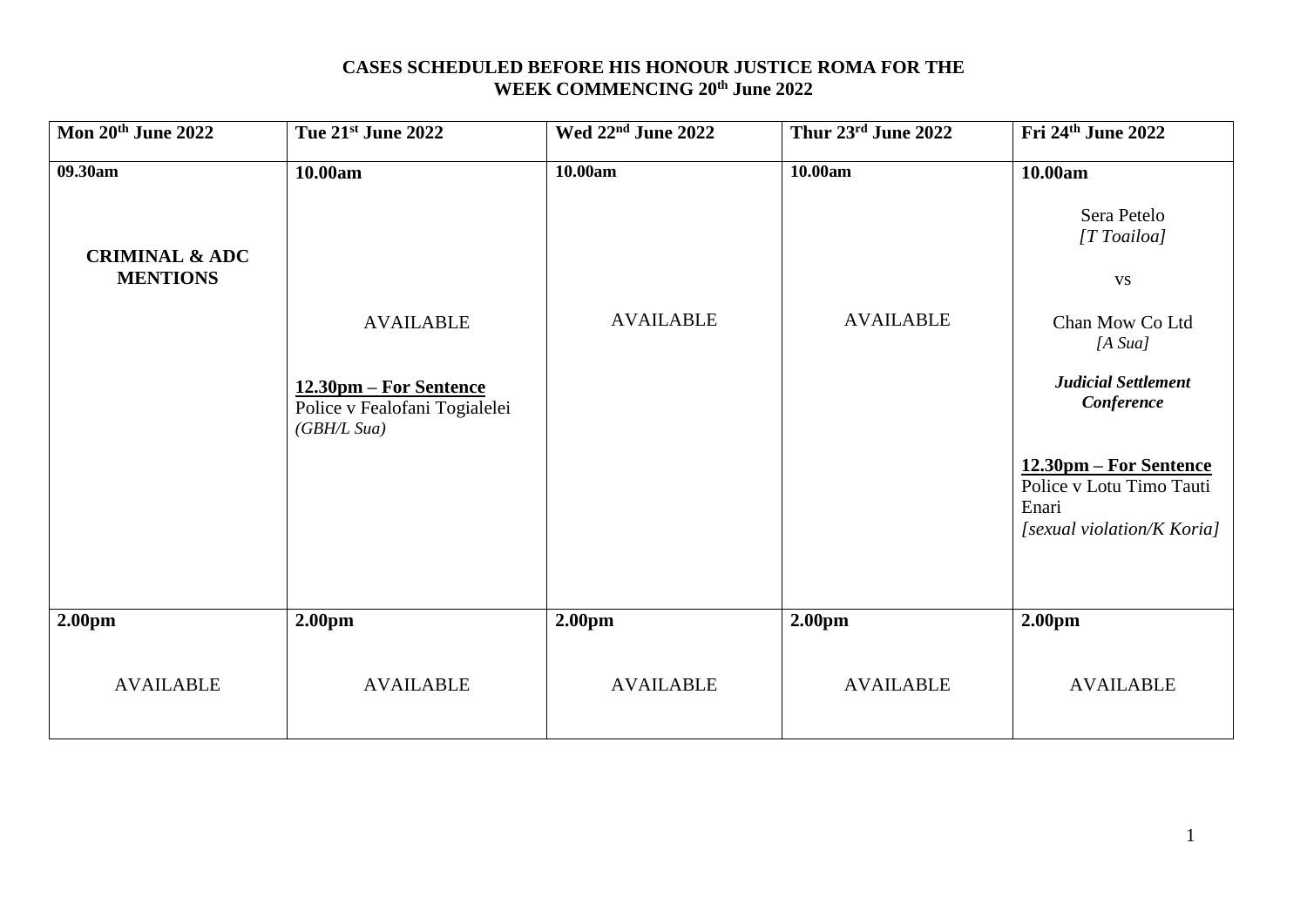**CASES SCHEDULED BEFORE HIS HONOUR JUSTICE ROMA FOR THE WEEK COMMENCING 20th June 2022**

| Mon 20th June 2022 | Tue 21st June 2022 | Wed 22nd June 2022 | Thur 23rd June 2022 | Fri 24th June 2022 |
|---|---|---|---|---|
| **09.30am**<br><br>**CRIMINAL & ADC MENTIONS** | **10.00am**<br><br>AVAILABLE<br><br>**<u>12.30pm – For Sentence</u>**<br>Police v Fealofani Togialelei<br>*(GBH/L Sua)* | **10.00am**<br><br>AVAILABLE | **10.00am**<br><br>AVAILABLE | **10.00am**<br><br>Sera Petelo<br>*[T Toailoa]*<br><br>vs<br><br>Chan Mow Co Ltd<br>*[A Sua]*<br><br>***Judicial Settlement Conference***<br><br>**<u>12.30pm – For Sentence</u>**<br>Police v Lotu Timo Tauti Enari<br>*[sexual violation/K Koria]* |
| **2.00pm**<br><br>AVAILABLE | **2.00pm**<br><br>AVAILABLE | **2.00pm**<br><br>AVAILABLE | **2.00pm**<br><br>AVAILABLE | **2.00pm**<br><br>AVAILABLE |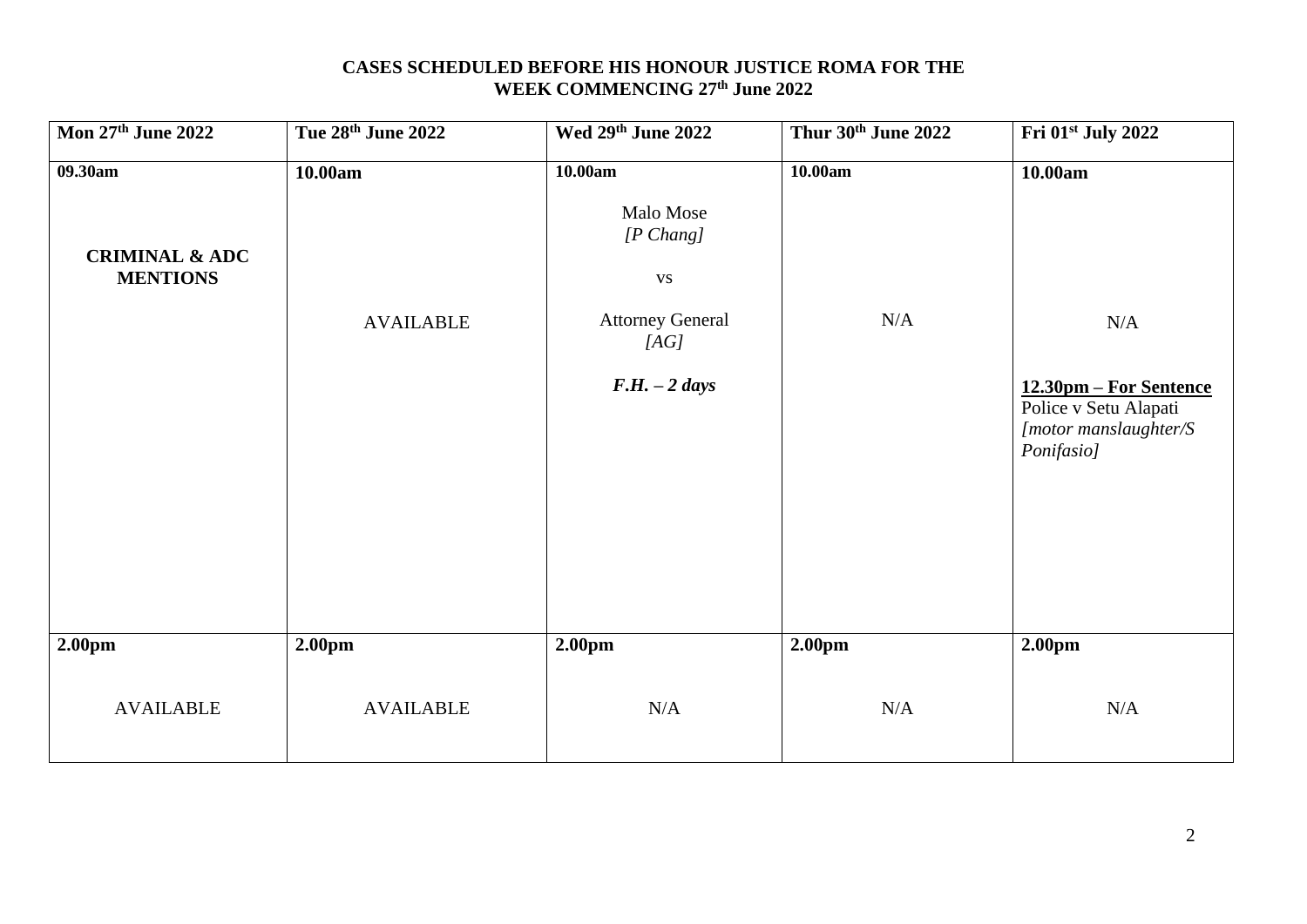**CASES SCHEDULED BEFORE HIS HONOUR JUSTICE ROMA FOR THE WEEK COMMENCING 27th June 2022**

| Mon 27th June 2022 | Tue 28th June 2022 | Wed 29th June 2022 | Thur 30th June 2022 | Fri 01st July 2022 |
|---|---|---|---|---|
| **09.30am**<br><br>**CRIMINAL & ADC MENTIONS** | **10.00am**<br><br>AVAILABLE | **10.00am**<br><br>Malo Mose<br>*[P Chang]*<br><br>vs<br><br>Attorney General<br>*[AG]*<br><br>***F.H. – 2 days*** | **10.00am**<br><br>N/A | **10.00am**<br><br>N/A<br><br>**12.30pm – For Sentence**<br>Police v Setu Alapati<br>*[motor manslaughter/S Ponifasio]* |
| **2.00pm**<br><br>AVAILABLE | **2.00pm**<br><br>AVAILABLE | **2.00pm**<br><br>N/A | **2.00pm**<br><br>N/A | **2.00pm**<br><br>N/A |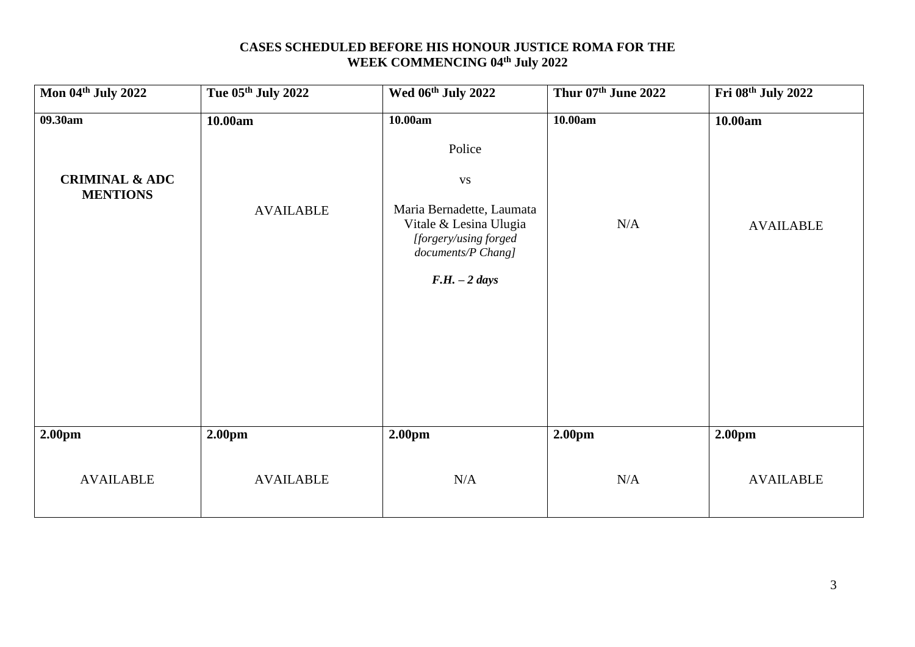**CASES SCHEDULED BEFORE HIS HONOUR JUSTICE ROMA FOR THE WEEK COMMENCING 04th July 2022**

| Mon 04th July 2022 | Tue 05th July 2022 | Wed 06th July 2022 | Thur 07th June 2022 | Fri 08th July 2022 |
|---|---|---|---|---|
| **09.30am**<br><br>**CRIMINAL & ADC MENTIONS** | **10.00am**<br><br>AVAILABLE | **10.00am**<br><br>Police<br><br>vs<br><br>Maria Bernadette, Laumata Vitale & Lesina Ulugia<br>*[forgery/using forged documents/P Chang]*<br><br>***F.H. – 2 days*** | **10.00am**<br><br>N/A | **10.00am**<br><br>AVAILABLE |
| **2.00pm**<br><br>AVAILABLE | **2.00pm**<br><br>AVAILABLE | **2.00pm**<br><br>N/A | **2.00pm**<br><br>N/A | **2.00pm**<br><br>AVAILABLE |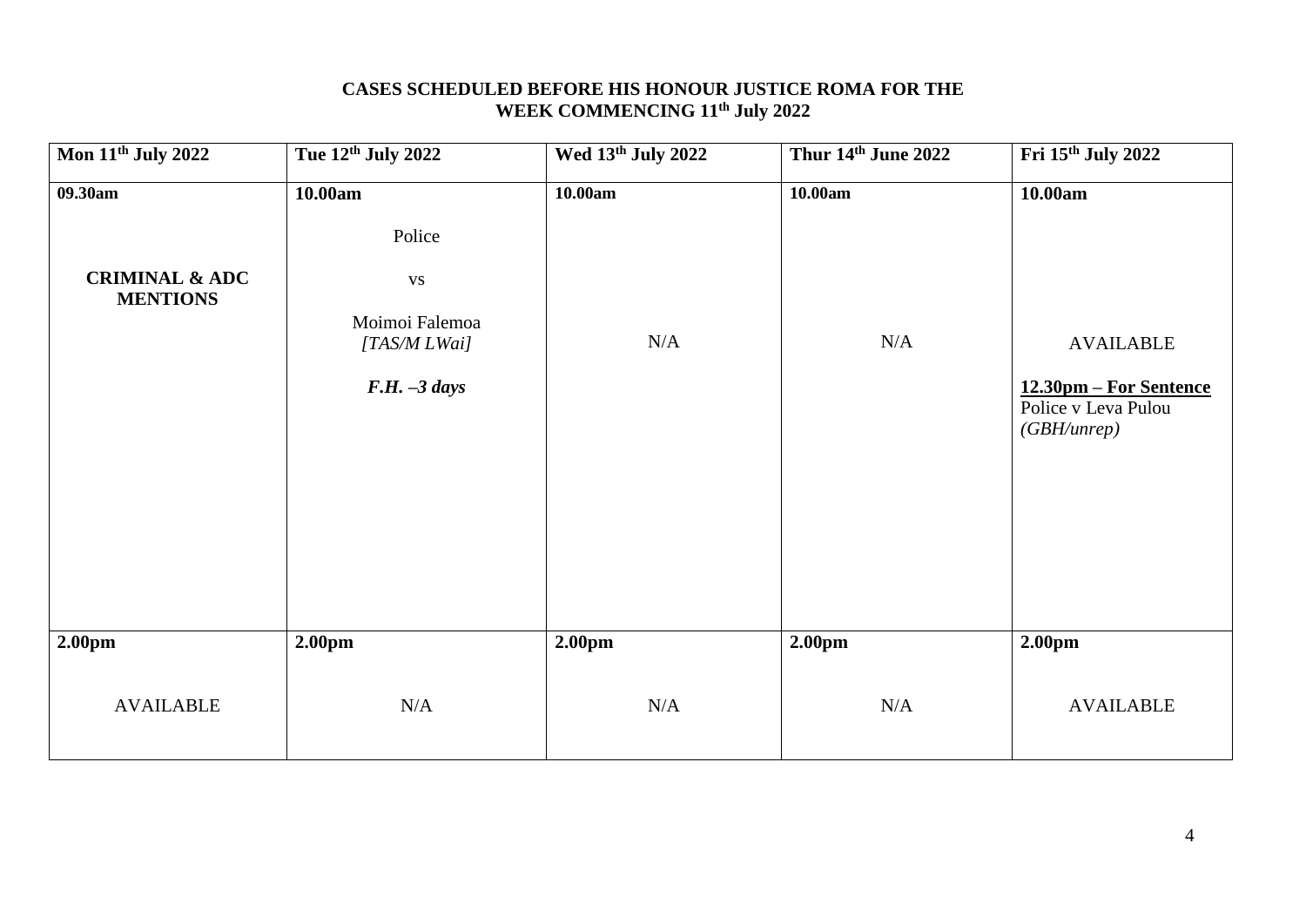**CASES SCHEDULED BEFORE HIS HONOUR JUSTICE ROMA FOR THE WEEK COMMENCING 11th July 2022**

| **Mon 11th July 2022** | **Tue 12th July 2022** | **Wed 13th July 2022** | **Thur 14th June 2022** | **Fri 15th July 2022** |
|---|---|---|---|---|
| **09.30am**<br><br>**CRIMINAL & ADC MENTIONS** | **10.00am**<br><br>Police<br><br>vs<br><br>Moimoi Falemoa<br>*[TAS/M LWai]*<br><br>***F.H. –3 days*** | **10.00am**<br><br>N/A | **10.00am**<br><br>N/A | **10.00am**<br><br>AVAILABLE<br><br>**12.30pm – For Sentence**<br>Police v Leva Pulou<br>*(GBH/unrep)* |
| **2.00pm**<br><br>AVAILABLE | **2.00pm**<br><br>N/A | **2.00pm**<br><br>N/A | **2.00pm**<br><br>N/A | **2.00pm**<br><br>AVAILABLE |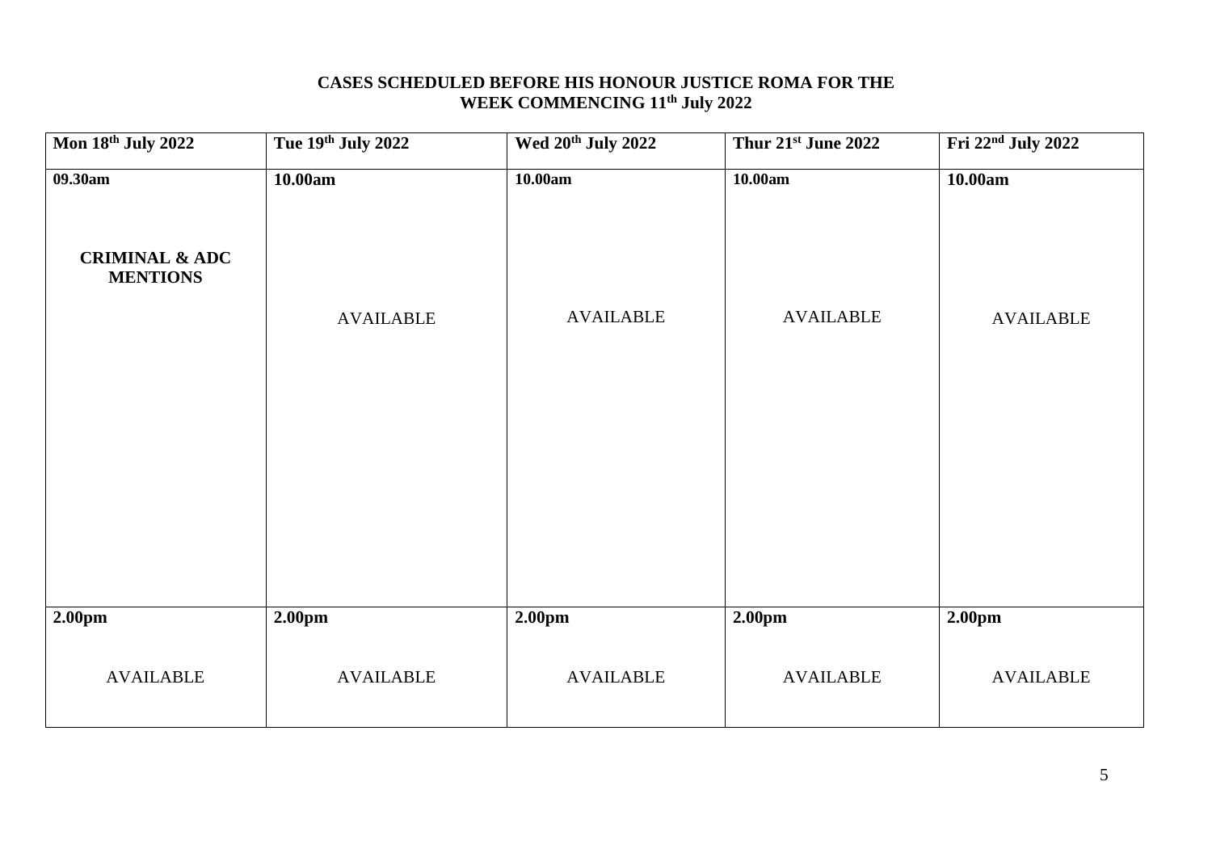**CASES SCHEDULED BEFORE HIS HONOUR JUSTICE ROMA FOR THE WEEK COMMENCING 11th July 2022**

| Mon 18th July 2022 | Tue 19th July 2022 | Wed 20th July 2022 | Thur 21st June 2022 | Fri 22nd July 2022 |
|---|---|---|---|---|
| **09.30am**<br><br>**CRIMINAL & ADC MENTIONS** | **10.00am**<br><br>AVAILABLE | **10.00am**<br><br>AVAILABLE | **10.00am**<br><br>AVAILABLE | **10.00am**<br><br>AVAILABLE |
| **2.00pm**<br><br>AVAILABLE | **2.00pm**<br><br>AVAILABLE | **2.00pm**<br><br>AVAILABLE | **2.00pm**<br><br>AVAILABLE | **2.00pm**<br><br>AVAILABLE |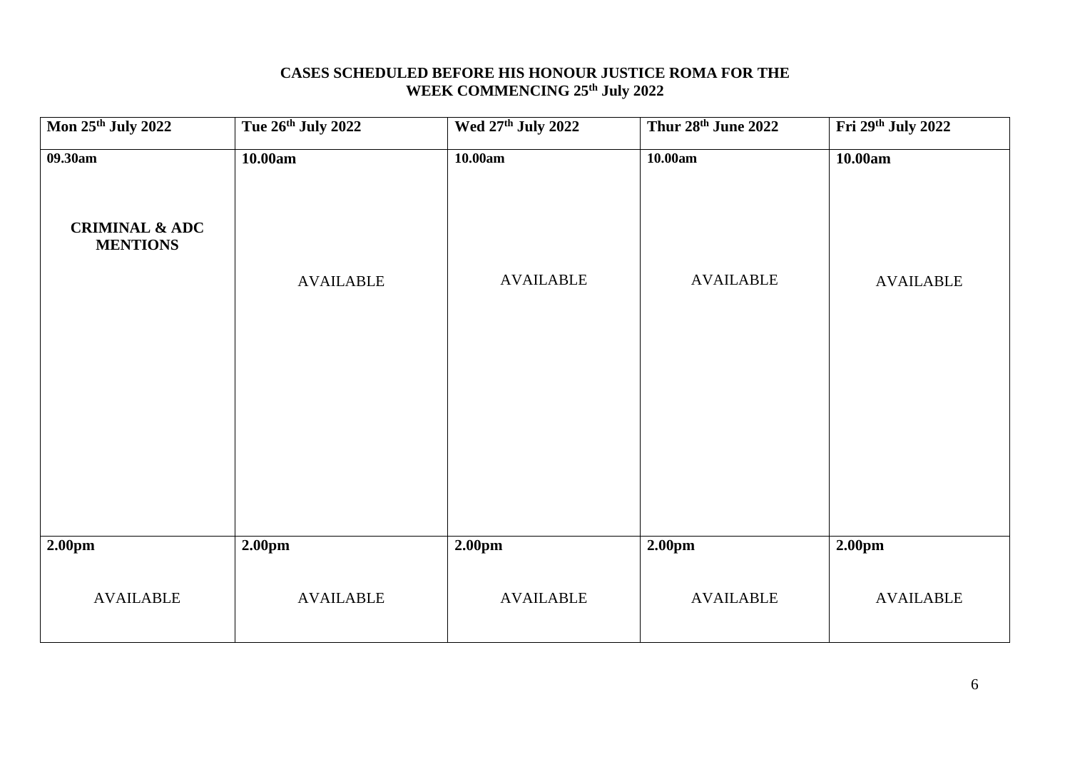**CASES SCHEDULED BEFORE HIS HONOUR JUSTICE ROMA FOR THE WEEK COMMENCING 25th July 2022**

| Mon 25th July 2022 | Tue 26th July 2022 | Wed 27th July 2022 | Thur 28th June 2022 | Fri 29th July 2022 |
|---|---|---|---|---|
| **09.30am**<br><br>**CRIMINAL & ADC MENTIONS** | **10.00am**<br><br>AVAILABLE | **10.00am**<br><br>AVAILABLE | **10.00am**<br><br>AVAILABLE | **10.00am**<br><br>AVAILABLE |
| **2.00pm**<br><br>AVAILABLE | **2.00pm**<br><br>AVAILABLE | **2.00pm**<br><br>AVAILABLE | **2.00pm**<br><br>AVAILABLE | **2.00pm**<br><br>AVAILABLE |